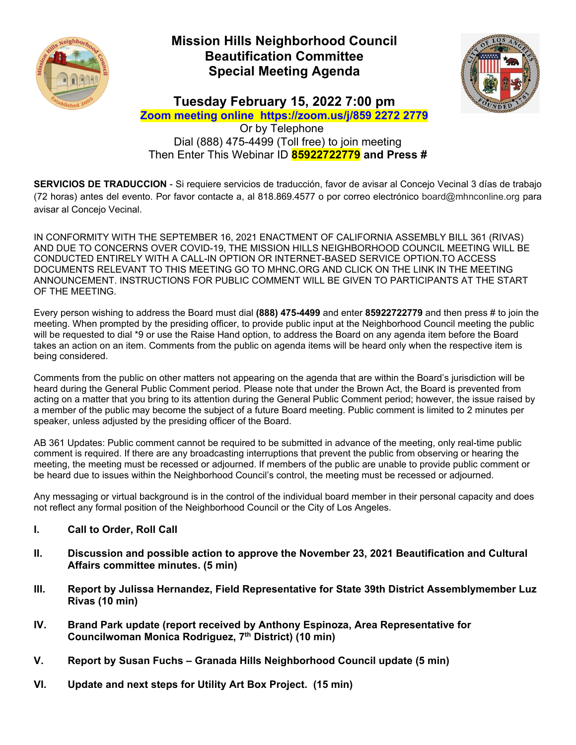# Mission Hills Neighborhood Council
# Beautification Committee
# Special Meeting Agenda

## Tuesday February 15, 2022 7:00 pm

**Zoom meeting online https://zoom.us/j/859 2272 2779**

Or by Telephone

Dial (888) 475-4499 (Toll free) to join meeting

Then Enter This Webinar ID **85922722779 and Press #**

**SERVICIOS DE TRADUCCION** - Si requiere servicios de traducción, favor de avisar al Concejo Vecinal 3 días de trabajo (72 horas) antes del evento. Por favor contacte a, al 818.869.4577 o por correo electrónico board@mhnconline.org para avisar al Concejo Vecinal.

IN CONFORMITY WITH THE SEPTEMBER 16, 2021 ENACTMENT OF CALIFORNIA ASSEMBLY BILL 361 (RIVAS) AND DUE TO CONCERNS OVER COVID-19, THE MISSION HILLS NEIGHBORHOOD COUNCIL MEETING WILL BE CONDUCTED ENTIRELY WITH A CALL-IN OPTION OR INTERNET-BASED SERVICE OPTION.TO ACCESS DOCUMENTS RELEVANT TO THIS MEETING GO TO MHNC.ORG AND CLICK ON THE LINK IN THE MEETING ANNOUNCEMENT. INSTRUCTIONS FOR PUBLIC COMMENT WILL BE GIVEN TO PARTICIPANTS AT THE START OF THE MEETING.

Every person wishing to address the Board must dial **(888) 475-4499** and enter **85922722779** and then press # to join the meeting. When prompted by the presiding officer, to provide public input at the Neighborhood Council meeting the public will be requested to dial *9 or use the Raise Hand option, to address the Board on any agenda item before the Board takes an action on an item. Comments from the public on agenda items will be heard only when the respective item is being considered.

Comments from the public on other matters not appearing on the agenda that are within the Board's jurisdiction will be heard during the General Public Comment period. Please note that under the Brown Act, the Board is prevented from acting on a matter that you bring to its attention during the General Public Comment period; however, the issue raised by a member of the public may become the subject of a future Board meeting. Public comment is limited to 2 minutes per speaker, unless adjusted by the presiding officer of the Board.

AB 361 Updates: Public comment cannot be required to be submitted in advance of the meeting, only real-time public comment is required. If there are any broadcasting interruptions that prevent the public from observing or hearing the meeting, the meeting must be recessed or adjourned. If members of the public are unable to provide public comment or be heard due to issues within the Neighborhood Council's control, the meeting must be recessed or adjourned.

Any messaging or virtual background is in the control of the individual board member in their personal capacity and does not reflect any formal position of the Neighborhood Council or the City of Los Angeles.

**I. Call to Order, Roll Call**

**II. Discussion and possible action to approve the November 23, 2021 Beautification and Cultural Affairs committee minutes. (5 min)**

**III. Report by Julissa Hernandez, Field Representative for State 39th District Assemblymember Luz Rivas (10 min)**

**IV. Brand Park update (report received by Anthony Espinoza, Area Representative for Councilwoman Monica Rodriguez, 7th District) (10 min)**

**V. Report by Susan Fuchs – Granada Hills Neighborhood Council update (5 min)**

**VI. Update and next steps for Utility Art Box Project. (15 min)**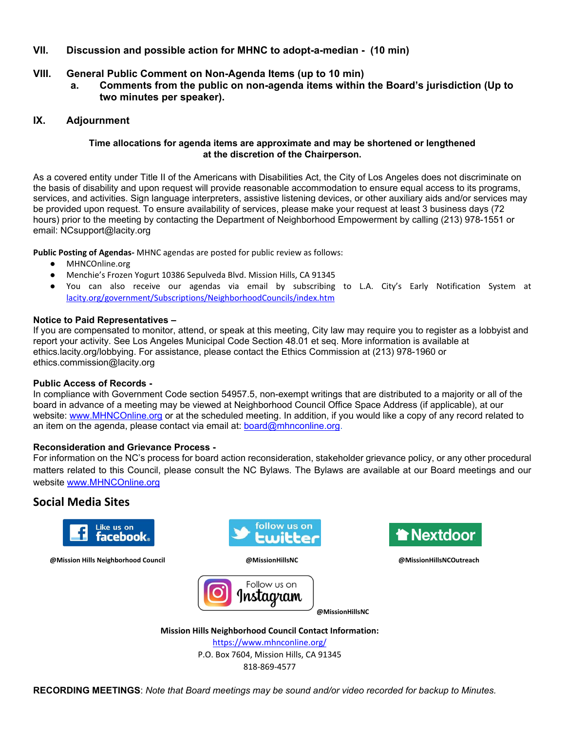**VII. Discussion and possible action for MHNC to adopt-a-median - (10 min)**

**VIII. General Public Comment on Non-Agenda Items (up to 10 min)**

**a. Comments from the public on non-agenda items within the Board's jurisdiction (Up to two minutes per speaker).**

**IX. Adjournment**

**Time allocations for agenda items are approximate and may be shortened or lengthened at the discretion of the Chairperson.**

As a covered entity under Title II of the Americans with Disabilities Act, the City of Los Angeles does not discriminate on the basis of disability and upon request will provide reasonable accommodation to ensure equal access to its programs, services, and activities. Sign language interpreters, assistive listening devices, or other auxiliary aids and/or services may be provided upon request. To ensure availability of services, please make your request at least 3 business days (72 hours) prior to the meeting by contacting the Department of Neighborhood Empowerment by calling (213) 978-1551 or email: NCsupport@lacity.org

**Public Posting of Agendas-** MHNC agendas are posted for public review as follows:

- MHNCOnline.org
- Menchie's Frozen Yogurt 10386 Sepulveda Blvd. Mission Hills, CA 91345
- You can also receive our agendas via email by subscribing to L.A. City's Early Notification System at lacity.org/government/Subscriptions/NeighborhoodCouncils/index.htm

**Notice to Paid Representatives –**

If you are compensated to monitor, attend, or speak at this meeting, City law may require you to register as a lobbyist and report your activity. See Los Angeles Municipal Code Section 48.01 et seq. More information is available at ethics.lacity.org/lobbying. For assistance, please contact the Ethics Commission at (213) 978-1960 or ethics.commission@lacity.org

**Public Access of Records -**

In compliance with Government Code section 54957.5, non-exempt writings that are distributed to a majority or all of the board in advance of a meeting may be viewed at Neighborhood Council Office Space Address (if applicable), at our website: www.MHNCOnline.org or at the scheduled meeting. In addition, if you would like a copy of any record related to an item on the agenda, please contact via email at: board@mhnconline.org.

**Reconsideration and Grievance Process -**

For information on the NC's process for board action reconsideration, stakeholder grievance policy, or any other procedural matters related to this Council, please consult the NC Bylaws. The Bylaws are available at our Board meetings and our website www.MHNCOnline.org

## Social Media Sites

Like us on facebook — **@Mission Hills Neighborhood Council**

follow us on twitter — **@MissionHillsNC**

Nextdoor — **@MissionHillsNCOutreach**

Follow us on Instagram — **@MissionHillsNC**

**Mission Hills Neighborhood Council Contact Information:**

https://www.mhnconline.org/

P.O. Box 7604, Mission Hills, CA 91345

818-869-4577

**RECORDING MEETINGS**: *Note that Board meetings may be sound and/or video recorded for backup to Minutes.*